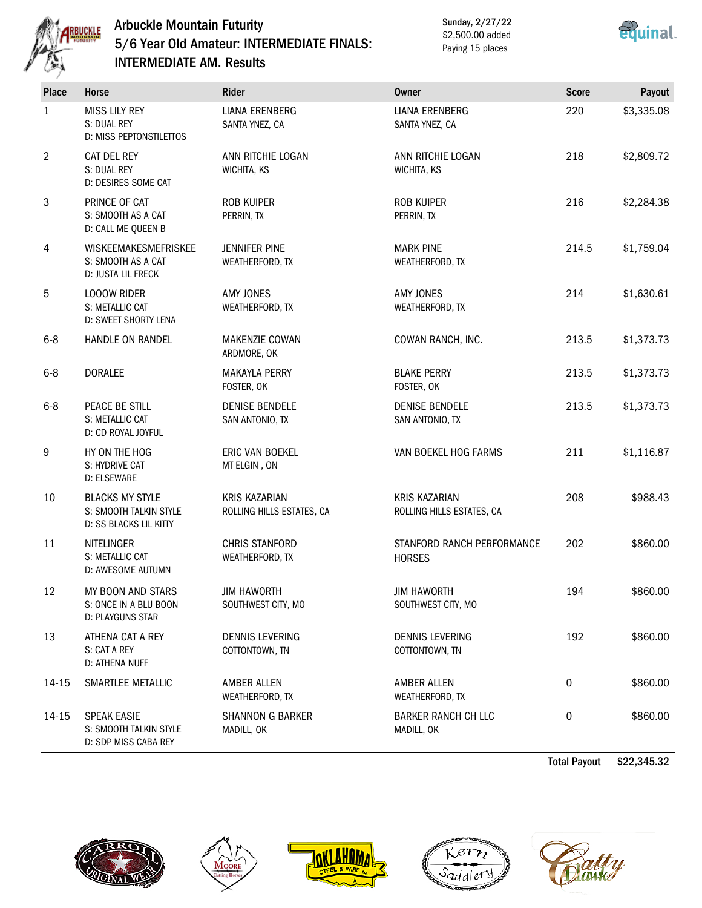# Arbuckle Mountain Futurity
## 5/6 Year Old Amateur: INTERMEDIATE FINALS: INTERMEDIATE AM. Results

Sunday, 2/27/22
$2,500.00 added
Paying 15 places

| Place | Horse | Rider | Owner | Score | Payout |
|---|---|---|---|---|---|
| 1 | MISS LILY REY<br>S: DUAL REY<br>D: MISS PEPTONSTILETTOS | LIANA ERENBERG<br>SANTA YNEZ, CA | LIANA ERENBERG<br>SANTA YNEZ, CA | 220 | $3,335.08 |
| 2 | CAT DEL REY<br>S: DUAL REY<br>D: DESIRES SOME CAT | ANN RITCHIE LOGAN<br>WICHITA, KS | ANN RITCHIE LOGAN<br>WICHITA, KS | 218 | $2,809.72 |
| 3 | PRINCE OF CAT<br>S: SMOOTH AS A CAT<br>D: CALL ME QUEEN B | ROB KUIPER<br>PERRIN, TX | ROB KUIPER<br>PERRIN, TX | 216 | $2,284.38 |
| 4 | WISKEEMAKESMEFRISKEE<br>S: SMOOTH AS A CAT<br>D: JUSTA LIL FRECK | JENNIFER PINE<br>WEATHERFORD, TX | MARK PINE<br>WEATHERFORD, TX | 214.5 | $1,759.04 |
| 5 | LOOOW RIDER<br>S: METALLIC CAT<br>D: SWEET SHORTY LENA | AMY JONES<br>WEATHERFORD, TX | AMY JONES<br>WEATHERFORD, TX | 214 | $1,630.61 |
| 6-8 | HANDLE ON RANDEL | MAKENZIE COWAN<br>ARDMORE, OK | COWAN RANCH, INC. | 213.5 | $1,373.73 |
| 6-8 | DORALEE | MAKAYLA PERRY<br>FOSTER, OK | BLAKE PERRY<br>FOSTER, OK | 213.5 | $1,373.73 |
| 6-8 | PEACE BE STILL<br>S: METALLIC CAT<br>D: CD ROYAL JOYFUL | DENISE BENDELE<br>SAN ANTONIO, TX | DENISE BENDELE<br>SAN ANTONIO, TX | 213.5 | $1,373.73 |
| 9 | HY ON THE HOG<br>S: HYDRIVE CAT<br>D: ELSEWARE | ERIC VAN BOEKEL<br>MT ELGIN , ON | VAN BOEKEL HOG FARMS | 211 | $1,116.87 |
| 10 | BLACKS MY STYLE<br>S: SMOOTH TALKIN STYLE<br>D: SS BLACKS LIL KITTY | KRIS KAZARIAN<br>ROLLING HILLS ESTATES, CA | KRIS KAZARIAN<br>ROLLING HILLS ESTATES, CA | 208 | $988.43 |
| 11 | NITELINGER<br>S: METALLIC CAT<br>D: AWESOME AUTUMN | CHRIS STANFORD<br>WEATHERFORD, TX | STANFORD RANCH PERFORMANCE HORSES | 202 | $860.00 |
| 12 | MY BOON AND STARS<br>S: ONCE IN A BLU BOON<br>D: PLAYGUNS STAR | JIM HAWORTH<br>SOUTHWEST CITY, MO | JIM HAWORTH<br>SOUTHWEST CITY, MO | 194 | $860.00 |
| 13 | ATHENA CAT A REY<br>S: CAT A REY<br>D: ATHENA NUFF | DENNIS LEVERING<br>COTTONTOWN, TN | DENNIS LEVERING<br>COTTONTOWN, TN | 192 | $860.00 |
| 14-15 | SMARTLEE METALLIC | AMBER ALLEN<br>WEATHERFORD, TX | AMBER ALLEN<br>WEATHERFORD, TX | 0 | $860.00 |
| 14-15 | SPEAK EASIE<br>S: SMOOTH TALKIN STYLE<br>D: SDP MISS CABA REY | SHANNON G BARKER<br>MADILL, OK | BARKER RANCH CH LLC<br>MADILL, OK | 0 | $860.00 |

**Total Payout** $22,345.32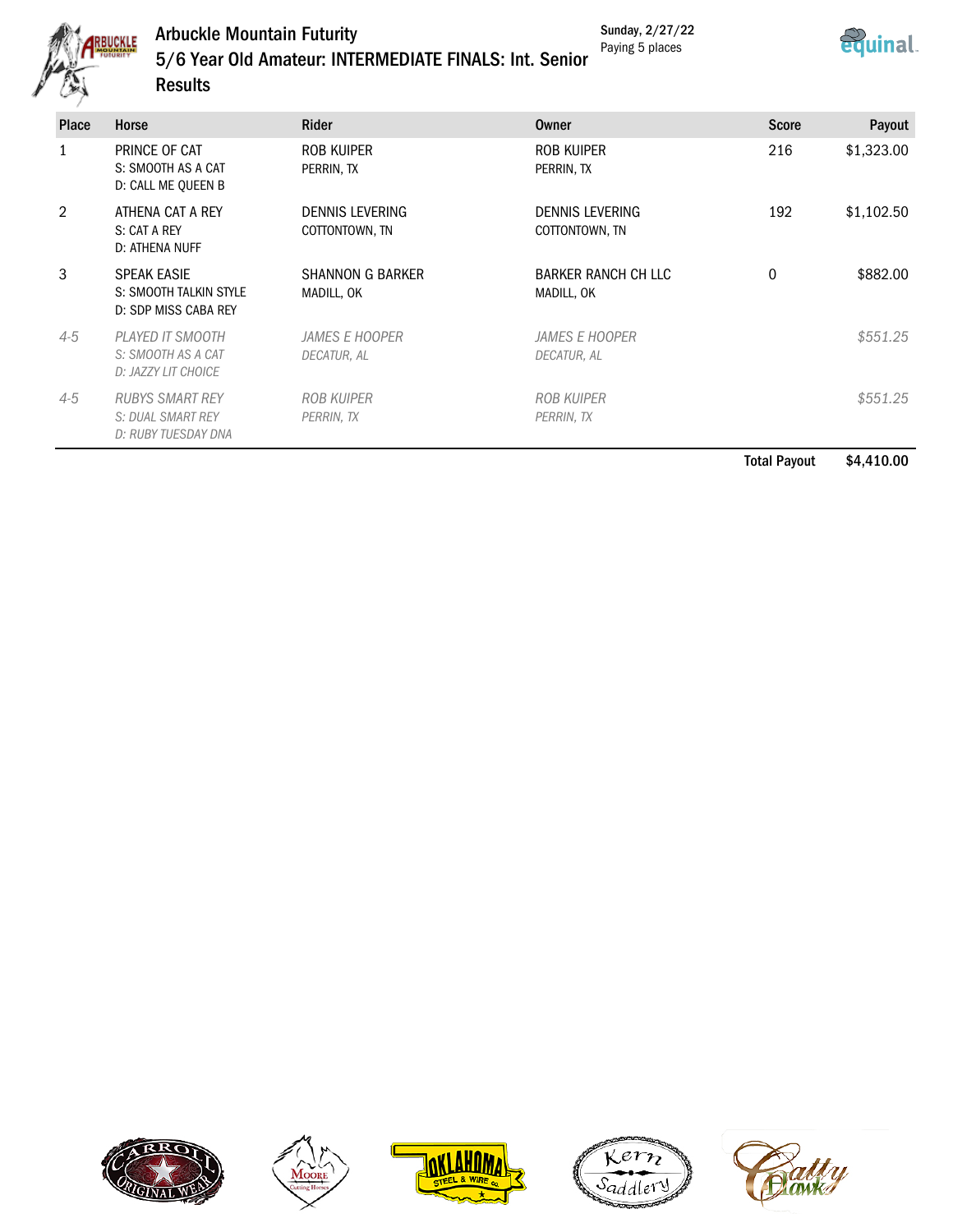# Arbuckle Mountain Futurity

## 5/6 Year Old Amateur: INTERMEDIATE FINALS: Int. Senior Results

Sunday, 2/27/22
Paying 5 places

| Place | Horse | Rider | Owner | Score | Payout |
|---|---|---|---|---|---|
| 1 | PRINCE OF CAT<br>S: SMOOTH AS A CAT<br>D: CALL ME QUEEN B | ROB KUIPER<br>PERRIN, TX | ROB KUIPER<br>PERRIN, TX | 216 | $1,323.00 |
| 2 | ATHENA CAT A REY<br>S: CAT A REY<br>D: ATHENA NUFF | DENNIS LEVERING<br>COTTONTOWN, TN | DENNIS LEVERING<br>COTTONTOWN, TN | 192 | $1,102.50 |
| 3 | SPEAK EASIE<br>S: SMOOTH TALKIN STYLE<br>D: SDP MISS CABA REY | SHANNON G BARKER<br>MADILL, OK | BARKER RANCH CH LLC<br>MADILL, OK | 0 | $882.00 |
| *4-5* | *PLAYED IT SMOOTH*<br>*S: SMOOTH AS A CAT*<br>*D: JAZZY LIT CHOICE* | *JAMES E HOOPER*<br>*DECATUR, AL* | *JAMES E HOOPER*<br>*DECATUR, AL* | | *$551.25* |
| *4-5* | *RUBYS SMART REY*<br>*S: DUAL SMART REY*<br>*D: RUBY TUESDAY DNA* | *ROB KUIPER*<br>*PERRIN, TX* | *ROB KUIPER*<br>*PERRIN, TX* | | *$551.25* |
| | | | | **Total Payout** | **$4,410.00** |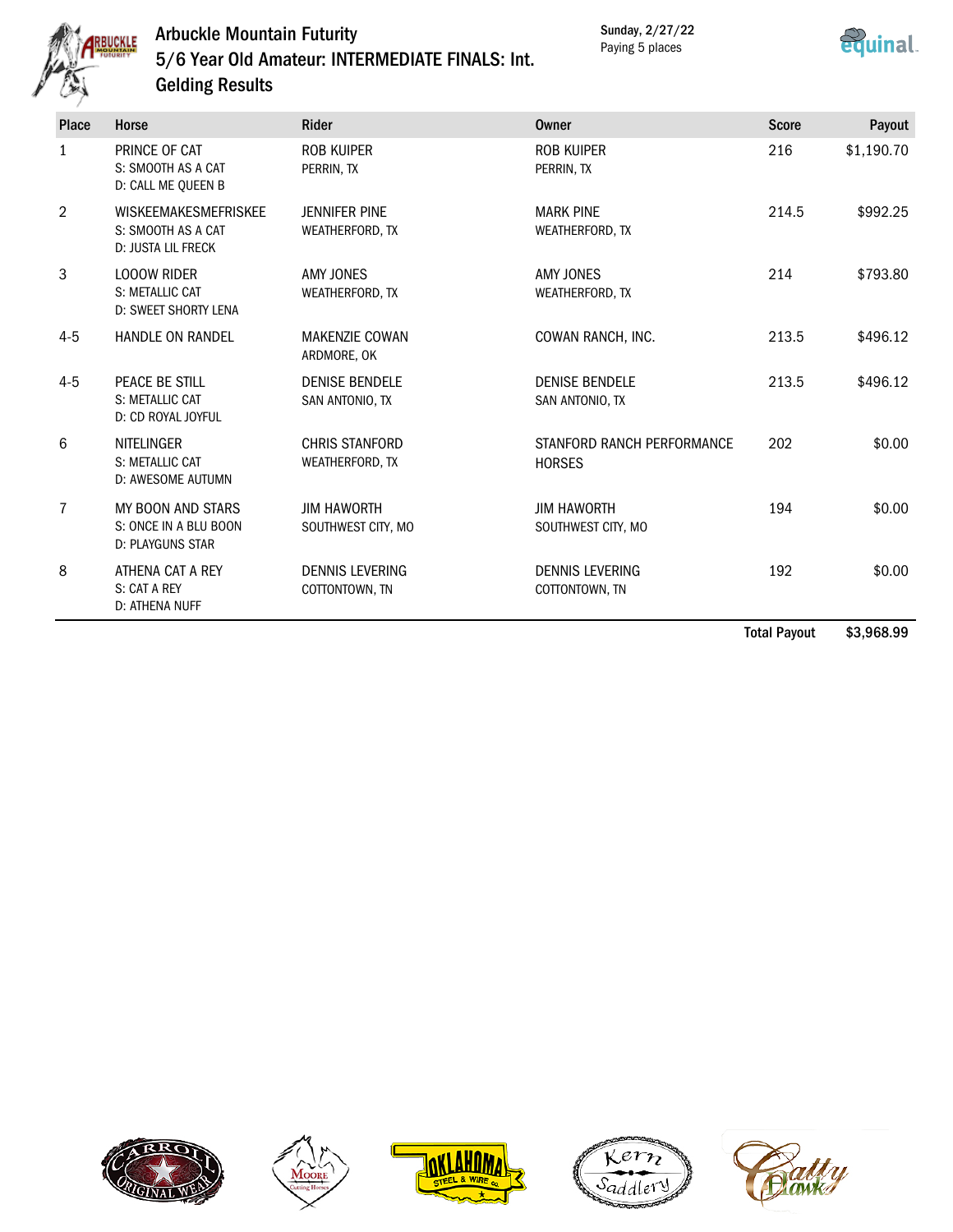# Arbuckle Mountain Futurity
## 5/6 Year Old Amateur: INTERMEDIATE FINALS: Int. Gelding Results

**Sunday, 2/27/22**
Paying 5 places

| Place | Horse | Rider | Owner | Score | Payout |
|---|---|---|---|---|---|
| 1 | PRINCE OF CAT<br>S: SMOOTH AS A CAT<br>D: CALL ME QUEEN B | ROB KUIPER<br>PERRIN, TX | ROB KUIPER<br>PERRIN, TX | 216 | $1,190.70 |
| 2 | WISKEEMAKESMEFRISKEE<br>S: SMOOTH AS A CAT<br>D: JUSTA LIL FRECK | JENNIFER PINE<br>WEATHERFORD, TX | MARK PINE<br>WEATHERFORD, TX | 214.5 | $992.25 |
| 3 | LOOOW RIDER<br>S: METALLIC CAT<br>D: SWEET SHORTY LENA | AMY JONES<br>WEATHERFORD, TX | AMY JONES<br>WEATHERFORD, TX | 214 | $793.80 |
| 4-5 | HANDLE ON RANDEL | MAKENZIE COWAN<br>ARDMORE, OK | COWAN RANCH, INC. | 213.5 | $496.12 |
| 4-5 | PEACE BE STILL<br>S: METALLIC CAT<br>D: CD ROYAL JOYFUL | DENISE BENDELE<br>SAN ANTONIO, TX | DENISE BENDELE<br>SAN ANTONIO, TX | 213.5 | $496.12 |
| 6 | NITELINGER<br>S: METALLIC CAT<br>D: AWESOME AUTUMN | CHRIS STANFORD<br>WEATHERFORD, TX | STANFORD RANCH PERFORMANCE HORSES | 202 | $0.00 |
| 7 | MY BOON AND STARS<br>S: ONCE IN A BLU BOON<br>D: PLAYGUNS STAR | JIM HAWORTH<br>SOUTHWEST CITY, MO | JIM HAWORTH<br>SOUTHWEST CITY, MO | 194 | $0.00 |
| 8 | ATHENA CAT A REY<br>S: CAT A REY<br>D: ATHENA NUFF | DENNIS LEVERING<br>COTTONTOWN, TN | DENNIS LEVERING<br>COTTONTOWN, TN | 192 | $0.00 |
| | | | | **Total Payout** | **$3,968.99** |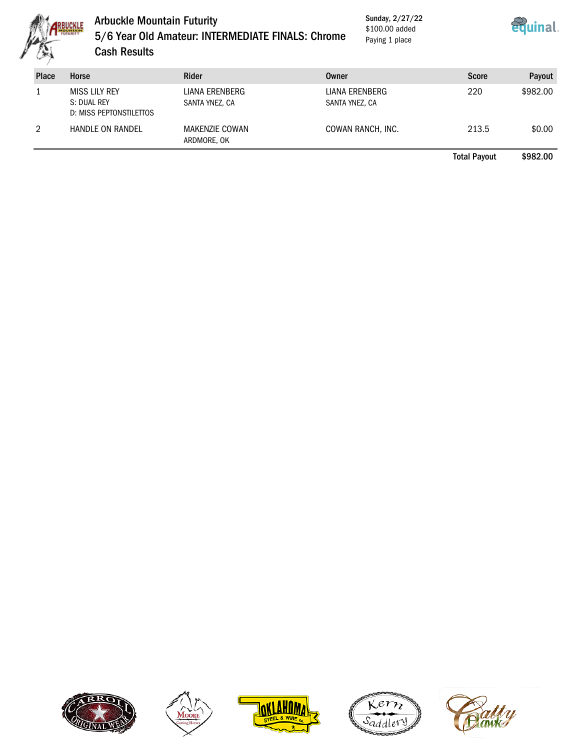# Arbuckle Mountain Futurity

## 5/6 Year Old Amateur: INTERMEDIATE FINALS: Chrome Cash Results

Sunday, 2/27/22
$100.00 added
Paying 1 place

| Place | Horse | Rider | Owner | Score | Payout |
|---|---|---|---|---|---|
| 1 | MISS LILY REY<br>S: DUAL REY<br>D: MISS PEPTONSTILETTOS | LIANA ERENBERG<br>SANTA YNEZ, CA | LIANA ERENBERG<br>SANTA YNEZ, CA | 220 | $982.00 |
| 2 | HANDLE ON RANDEL | MAKENZIE COWAN<br>ARDMORE, OK | COWAN RANCH, INC. | 213.5 | $0.00 |
| | | | | **Total Payout** | **$982.00** |